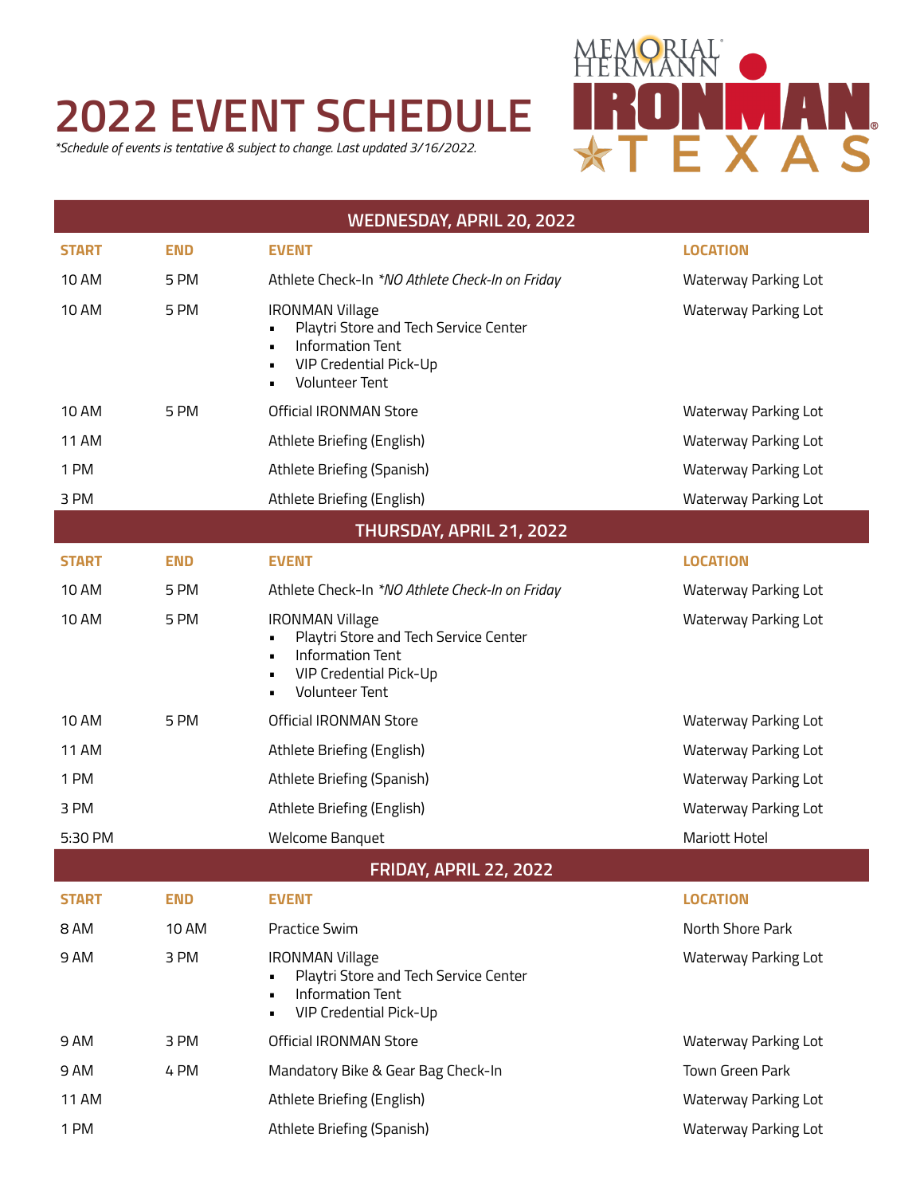# 2022 EVENT SCHEDULE

*\*Schedule of events is tentative & subject to change. Last updated 3/16/2022.*

MEMORIAL HERMANN IRONMAN TEXAS

## WEDNESDAY, APRIL 20, 2022

| START | END | EVENT | LOCATION |
|---|---|---|---|
| 10 AM | 5 PM | Athlete Check-In *\*NO Athlete Check-In on Friday* | Waterway Parking Lot |
| 10 AM | 5 PM | IRONMAN Village<br>• Playtri Store and Tech Service Center<br>• Information Tent<br>• VIP Credential Pick-Up<br>• Volunteer Tent | Waterway Parking Lot |
| 10 AM | 5 PM | Official IRONMAN Store | Waterway Parking Lot |
| 11 AM | | Athlete Briefing (English) | Waterway Parking Lot |
| 1 PM | | Athlete Briefing (Spanish) | Waterway Parking Lot |
| 3 PM | | Athlete Briefing (English) | Waterway Parking Lot |

## THURSDAY, APRIL 21, 2022

| START | END | EVENT | LOCATION |
|---|---|---|---|
| 10 AM | 5 PM | Athlete Check-In *\*NO Athlete Check-In on Friday* | Waterway Parking Lot |
| 10 AM | 5 PM | IRONMAN Village<br>• Playtri Store and Tech Service Center<br>• Information Tent<br>• VIP Credential Pick-Up<br>• Volunteer Tent | Waterway Parking Lot |
| 10 AM | 5 PM | Official IRONMAN Store | Waterway Parking Lot |
| 11 AM | | Athlete Briefing (English) | Waterway Parking Lot |
| 1 PM | | Athlete Briefing (Spanish) | Waterway Parking Lot |
| 3 PM | | Athlete Briefing (English) | Waterway Parking Lot |
| 5:30 PM | | Welcome Banquet | Mariott Hotel |

## FRIDAY, APRIL 22, 2022

| START | END | EVENT | LOCATION |
|---|---|---|---|
| 8 AM | 10 AM | Practice Swim | North Shore Park |
| 9 AM | 3 PM | IRONMAN Village<br>• Playtri Store and Tech Service Center<br>• Information Tent<br>• VIP Credential Pick-Up | Waterway Parking Lot |
| 9 AM | 3 PM | Official IRONMAN Store | Waterway Parking Lot |
| 9 AM | 4 PM | Mandatory Bike & Gear Bag Check-In | Town Green Park |
| 11 AM | | Athlete Briefing (English) | Waterway Parking Lot |
| 1 PM | | Athlete Briefing (Spanish) | Waterway Parking Lot |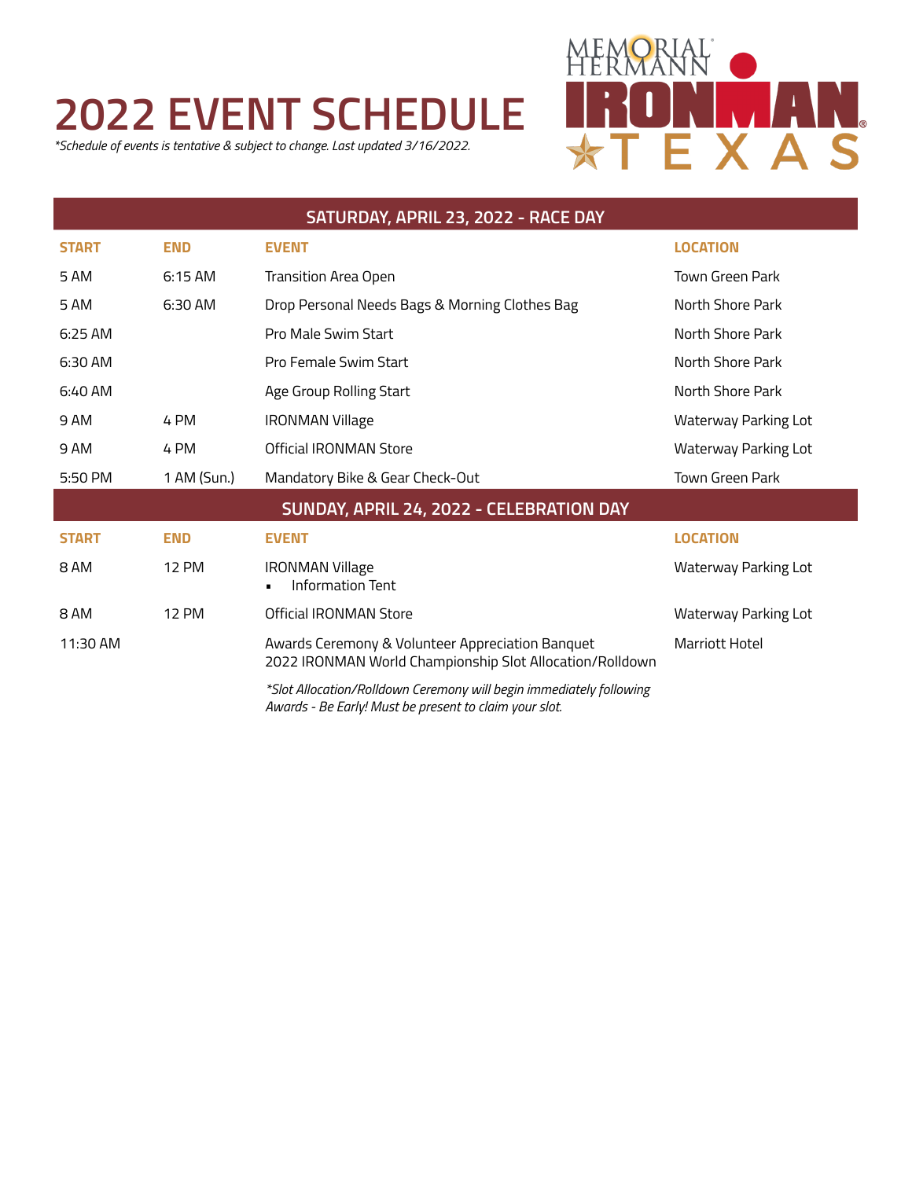# 2022 EVENT SCHEDULE

*\*Schedule of events is tentative & subject to change. Last updated 3/16/2022.*

MEMORIAL HERMANN IRONMAN TEXAS

## SATURDAY, APRIL 23, 2022 - RACE DAY

| START | END | EVENT | LOCATION |
|---|---|---|---|
| 5 AM | 6:15 AM | Transition Area Open | Town Green Park |
| 5 AM | 6:30 AM | Drop Personal Needs Bags & Morning Clothes Bag | North Shore Park |
| 6:25 AM | | Pro Male Swim Start | North Shore Park |
| 6:30 AM | | Pro Female Swim Start | North Shore Park |
| 6:40 AM | | Age Group Rolling Start | North Shore Park |
| 9 AM | 4 PM | IRONMAN Village | Waterway Parking Lot |
| 9 AM | 4 PM | Official IRONMAN Store | Waterway Parking Lot |
| 5:50 PM | 1 AM (Sun.) | Mandatory Bike & Gear Check-Out | Town Green Park |

## SUNDAY, APRIL 24, 2022 - CELEBRATION DAY

| START | END | EVENT | LOCATION |
|---|---|---|---|
| 8 AM | 12 PM | IRONMAN Village<br>• Information Tent | Waterway Parking Lot |
| 8 AM | 12 PM | Official IRONMAN Store | Waterway Parking Lot |
| 11:30 AM | | Awards Ceremony & Volunteer Appreciation Banquet<br>2022 IRONMAN World Championship Slot Allocation/Rolldown<br>*\*Slot Allocation/Rolldown Ceremony will begin immediately following Awards - Be Early! Must be present to claim your slot.* | Marriott Hotel |